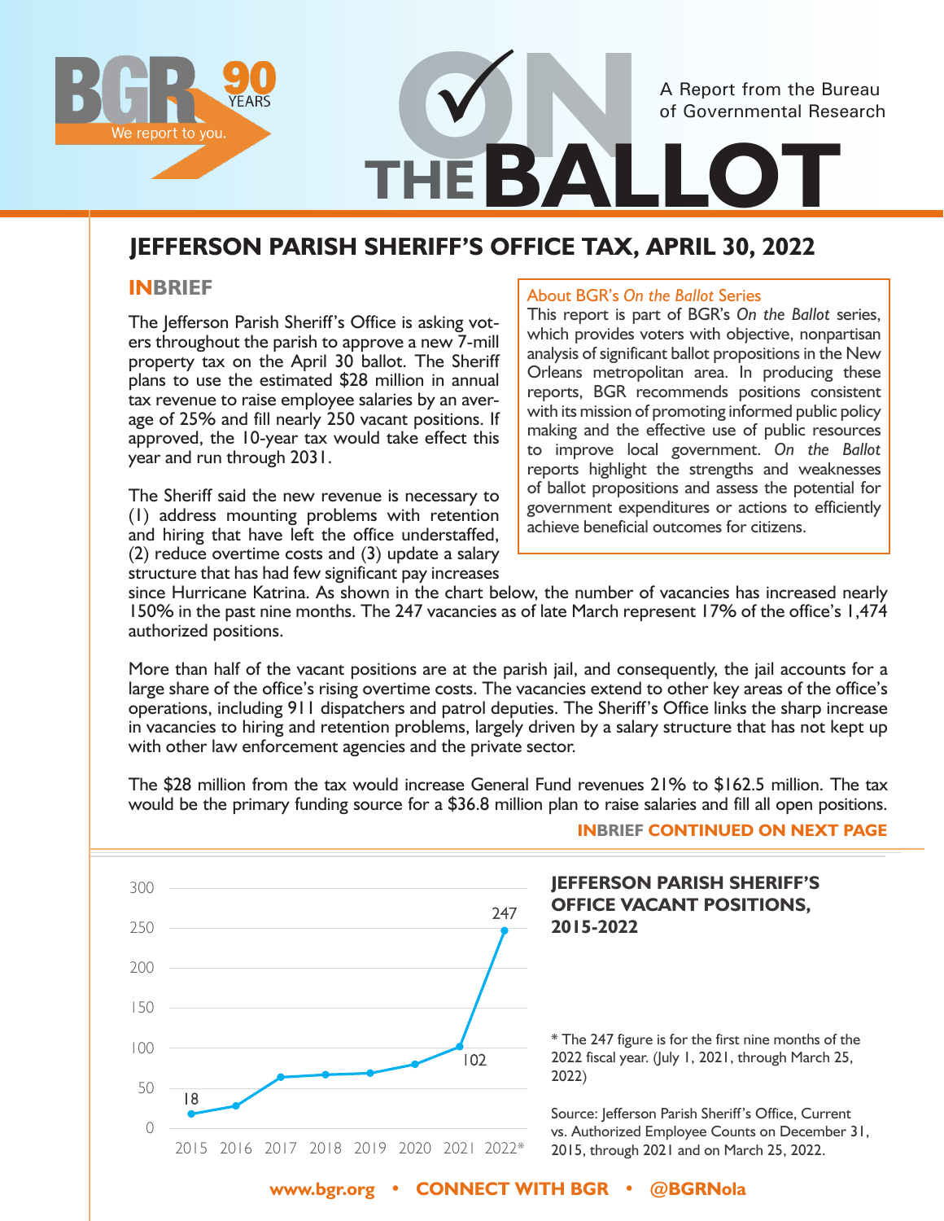# JEFFERSON PARISH SHERIFF'S OFFICE TAX, APRIL 30, 2022

## INBRIEF

The Jefferson Parish Sheriff's Office is asking voters throughout the parish to approve a new 7-mill property tax on the April 30 ballot. The Sheriff plans to use the estimated $28 million in annual tax revenue to raise employee salaries by an average of 25% and fill nearly 250 vacant positions. If approved, the 10-year tax would take effect this year and run through 2031.

The Sheriff said the new revenue is necessary to (1) address mounting problems with retention and hiring that have left the office understaffed, (2) reduce overtime costs and (3) update a salary structure that has had few significant pay increases since Hurricane Katrina. As shown in the chart below, the number of vacancies has increased nearly 150% in the past nine months. The 247 vacancies as of late March represent 17% of the office's 1,474 authorized positions.

More than half of the vacant positions are at the parish jail, and consequently, the jail accounts for a large share of the office's rising overtime costs. The vacancies extend to other key areas of the office's operations, including 911 dispatchers and patrol deputies. The Sheriff's Office links the sharp increase in vacancies to hiring and retention problems, largely driven by a salary structure that has not kept up with other law enforcement agencies and the private sector.

The $28 million from the tax would increase General Fund revenues 21% to $162.5 million. The tax would be the primary funding source for a $36.8 million plan to raise salaries and fill all open positions.

**INBRIEF CONTINUED ON NEXT PAGE**

> **About BGR's *On the Ballot* Series**
>
> This report is part of BGR's *On the Ballot* series, which provides voters with objective, nonpartisan analysis of significant ballot propositions in the New Orleans metropolitan area. In producing these reports, BGR recommends positions consistent with its mission of promoting informed public policy making and the effective use of public resources to improve local government. *On the Ballot* reports highlight the strengths and weaknesses of ballot propositions and assess the potential for government expenditures or actions to efficiently achieve beneficial outcomes for citizens.

### JEFFERSON PARISH SHERIFF'S OFFICE VACANT POSITIONS, 2015-2022

| Year | Vacant Positions |
|---|---|
| 2015 | 18 |
| 2016 | |
| 2017 | |
| 2018 | |
| 2019 | |
| 2020 | |
| 2021 | 102 |
| 2022* | 247 |

\* The 247 figure is for the first nine months of the 2022 fiscal year. (July 1, 2021, through March 25, 2022)

Source: Jefferson Parish Sheriff's Office, Current vs. Authorized Employee Counts on December 31, 2015, through 2021 and on March 25, 2022.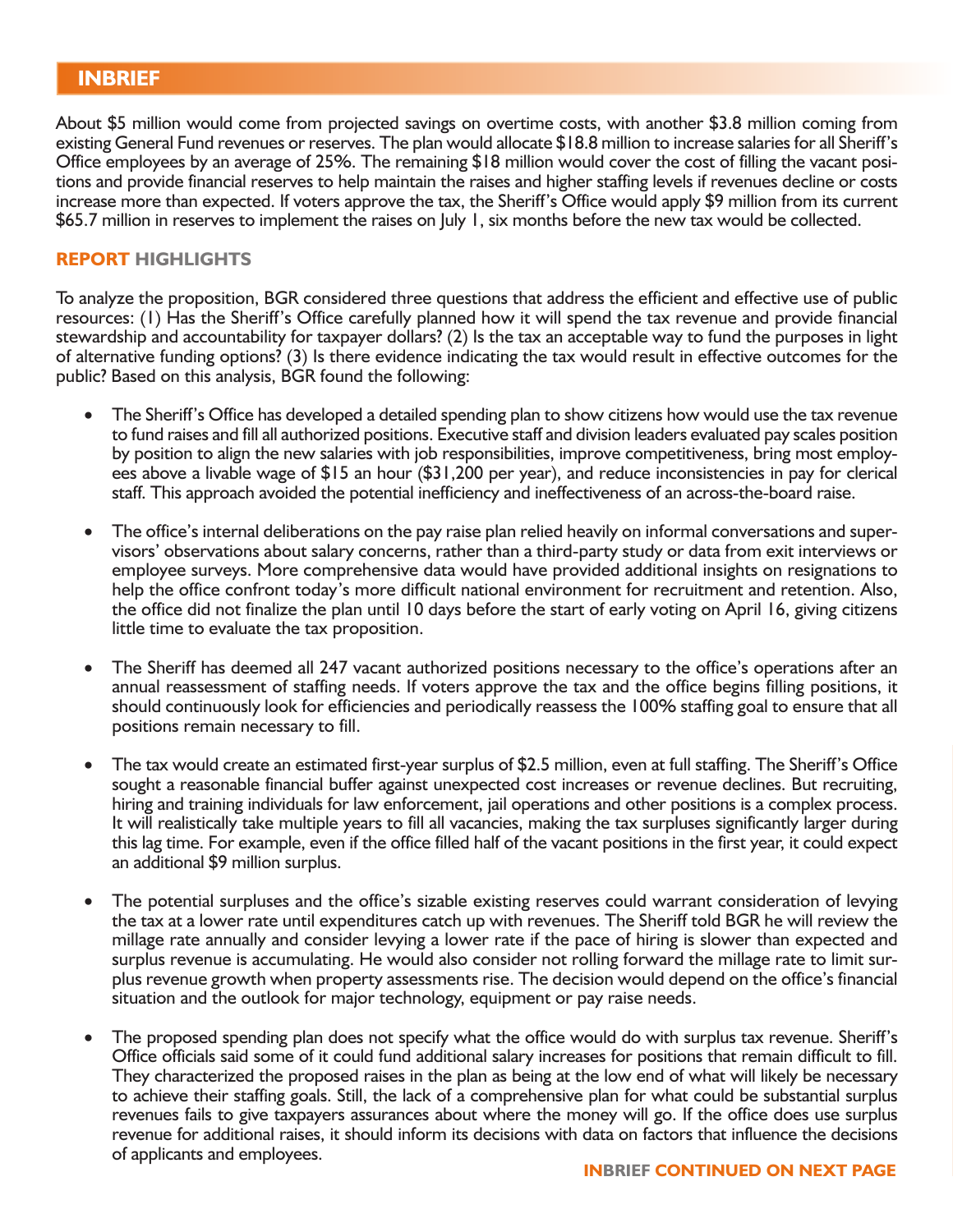## INBRIEF

About $5 million would come from projected savings on overtime costs, with another $3.8 million coming from existing General Fund revenues or reserves. The plan would allocate $18.8 million to increase salaries for all Sheriff's Office employees by an average of 25%. The remaining $18 million would cover the cost of filling the vacant positions and provide financial reserves to help maintain the raises and higher staffing levels if revenues decline or costs increase more than expected. If voters approve the tax, the Sheriff's Office would apply $9 million from its current $65.7 million in reserves to implement the raises on July 1, six months before the new tax would be collected.

### REPORT HIGHLIGHTS

To analyze the proposition, BGR considered three questions that address the efficient and effective use of public resources: (1) Has the Sheriff's Office carefully planned how it will spend the tax revenue and provide financial stewardship and accountability for taxpayer dollars? (2) Is the tax an acceptable way to fund the purposes in light of alternative funding options? (3) Is there evidence indicating the tax would result in effective outcomes for the public? Based on this analysis, BGR found the following:

- The Sheriff's Office has developed a detailed spending plan to show citizens how would use the tax revenue to fund raises and fill all authorized positions. Executive staff and division leaders evaluated pay scales position by position to align the new salaries with job responsibilities, improve competitiveness, bring most employees above a livable wage of $15 an hour ($31,200 per year), and reduce inconsistencies in pay for clerical staff. This approach avoided the potential inefficiency and ineffectiveness of an across-the-board raise.

- The office's internal deliberations on the pay raise plan relied heavily on informal conversations and supervisors' observations about salary concerns, rather than a third-party study or data from exit interviews or employee surveys. More comprehensive data would have provided additional insights on resignations to help the office confront today's more difficult national environment for recruitment and retention. Also, the office did not finalize the plan until 10 days before the start of early voting on April 16, giving citizens little time to evaluate the tax proposition.

- The Sheriff has deemed all 247 vacant authorized positions necessary to the office's operations after an annual reassessment of staffing needs. If voters approve the tax and the office begins filling positions, it should continuously look for efficiencies and periodically reassess the 100% staffing goal to ensure that all positions remain necessary to fill.

- The tax would create an estimated first-year surplus of $2.5 million, even at full staffing. The Sheriff's Office sought a reasonable financial buffer against unexpected cost increases or revenue declines. But recruiting, hiring and training individuals for law enforcement, jail operations and other positions is a complex process. It will realistically take multiple years to fill all vacancies, making the tax surpluses significantly larger during this lag time. For example, even if the office filled half of the vacant positions in the first year, it could expect an additional $9 million surplus.

- The potential surpluses and the office's sizable existing reserves could warrant consideration of levying the tax at a lower rate until expenditures catch up with revenues. The Sheriff told BGR he will review the millage rate annually and consider levying a lower rate if the pace of hiring is slower than expected and surplus revenue is accumulating. He would also consider not rolling forward the millage rate to limit surplus revenue growth when property assessments rise. The decision would depend on the office's financial situation and the outlook for major technology, equipment or pay raise needs.

- The proposed spending plan does not specify what the office would do with surplus tax revenue. Sheriff's Office officials said some of it could fund additional salary increases for positions that remain difficult to fill. They characterized the proposed raises in the plan as being at the low end of what will likely be necessary to achieve their staffing goals. Still, the lack of a comprehensive plan for what could be substantial surplus revenues fails to give taxpayers assurances about where the money will go. If the office does use surplus revenue for additional raises, it should inform its decisions with data on factors that influence the decisions of applicants and employees.

INBRIEF CONTINUED ON NEXT PAGE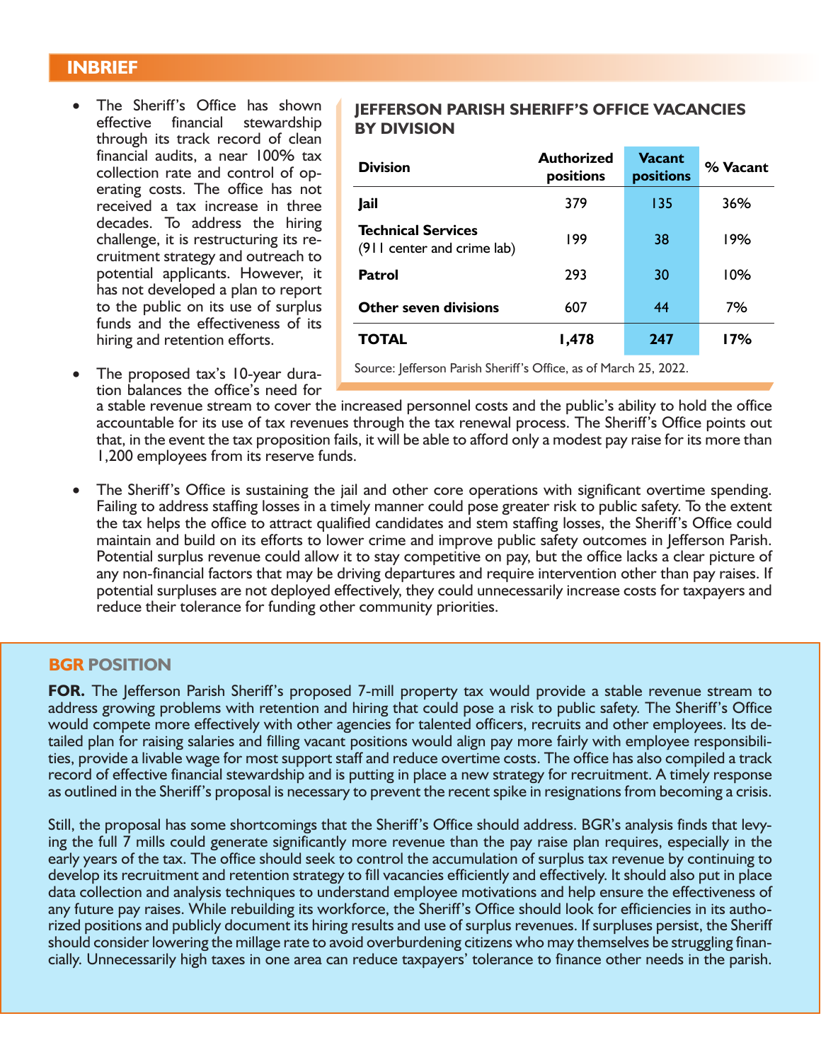## INBRIEF

- The Sheriff's Office has shown effective financial stewardship through its track record of clean financial audits, a near 100% tax collection rate and control of operating costs. The office has not received a tax increase in three decades. To address the hiring challenge, it is restructuring its recruitment strategy and outreach to potential applicants. However, it has not developed a plan to report to the public on its use of surplus funds and the effectiveness of its hiring and retention efforts.

- The proposed tax's 10-year duration balances the office's need for a stable revenue stream to cover the increased personnel costs and the public's ability to hold the office accountable for its use of tax revenues through the tax renewal process. The Sheriff's Office points out that, in the event the tax proposition fails, it will be able to afford only a modest pay raise for its more than 1,200 employees from its reserve funds.

- The Sheriff's Office is sustaining the jail and other core operations with significant overtime spending. Failing to address staffing losses in a timely manner could pose greater risk to public safety. To the extent the tax helps the office to attract qualified candidates and stem staffing losses, the Sheriff's Office could maintain and build on its efforts to lower crime and improve public safety outcomes in Jefferson Parish. Potential surplus revenue could allow it to stay competitive on pay, but the office lacks a clear picture of any non-financial factors that may be driving departures and require intervention other than pay raises. If potential surpluses are not deployed effectively, they could unnecessarily increase costs for taxpayers and reduce their tolerance for funding other community priorities.

### JEFFERSON PARISH SHERIFF'S OFFICE VACANCIES BY DIVISION

| Division | Authorized positions | Vacant positions | % Vacant |
|---|---|---|---|
| **Jail** | 379 | 135 | 36% |
| **Technical Services** (911 center and crime lab) | 199 | 38 | 19% |
| **Patrol** | 293 | 30 | 10% |
| **Other seven divisions** | 607 | 44 | 7% |
| **TOTAL** | **1,478** | **247** | **17%** |

Source: Jefferson Parish Sheriff's Office, as of March 25, 2022.

## BGR POSITION

**FOR.** The Jefferson Parish Sheriff's proposed 7-mill property tax would provide a stable revenue stream to address growing problems with retention and hiring that could pose a risk to public safety. The Sheriff's Office would compete more effectively with other agencies for talented officers, recruits and other employees. Its detailed plan for raising salaries and filling vacant positions would align pay more fairly with employee responsibilities, provide a livable wage for most support staff and reduce overtime costs. The office has also compiled a track record of effective financial stewardship and is putting in place a new strategy for recruitment. A timely response as outlined in the Sheriff's proposal is necessary to prevent the recent spike in resignations from becoming a crisis.

Still, the proposal has some shortcomings that the Sheriff's Office should address. BGR's analysis finds that levying the full 7 mills could generate significantly more revenue than the pay raise plan requires, especially in the early years of the tax. The office should seek to control the accumulation of surplus tax revenue by continuing to develop its recruitment and retention strategy to fill vacancies efficiently and effectively. It should also put in place data collection and analysis techniques to understand employee motivations and help ensure the effectiveness of any future pay raises. While rebuilding its workforce, the Sheriff's Office should look for efficiencies in its authorized positions and publicly document its hiring results and use of surplus revenues. If surpluses persist, the Sheriff should consider lowering the millage rate to avoid overburdening citizens who may themselves be struggling financially. Unnecessarily high taxes in one area can reduce taxpayers' tolerance to finance other needs in the parish.